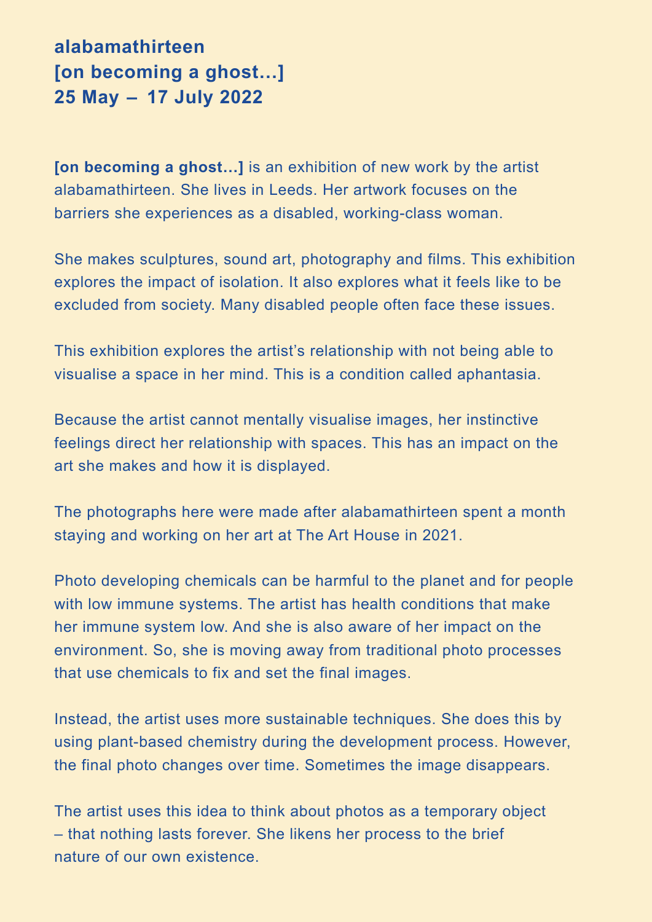# alabamathirteen
# [on becoming a ghost…]
# 25 May – 17 July 2022

**[on becoming a ghost…]** is an exhibition of new work by the artist alabamathirteen. She lives in Leeds. Her artwork focuses on the barriers she experiences as a disabled, working-class woman.

She makes sculptures, sound art, photography and films. This exhibition explores the impact of isolation. It also explores what it feels like to be excluded from society. Many disabled people often face these issues.

This exhibition explores the artist's relationship with not being able to visualise a space in her mind. This is a condition called aphantasia.

Because the artist cannot mentally visualise images, her instinctive feelings direct her relationship with spaces. This has an impact on the art she makes and how it is displayed.

The photographs here were made after alabamathirteen spent a month staying and working on her art at The Art House in 2021.

Photo developing chemicals can be harmful to the planet and for people with low immune systems. The artist has health conditions that make her immune system low. And she is also aware of her impact on the environment. So, she is moving away from traditional photo processes that use chemicals to fix and set the final images.

Instead, the artist uses more sustainable techniques. She does this by using plant-based chemistry during the development process. However, the final photo changes over time. Sometimes the image disappears.

The artist uses this idea to think about photos as a temporary object – that nothing lasts forever. She likens her process to the brief nature of our own existence.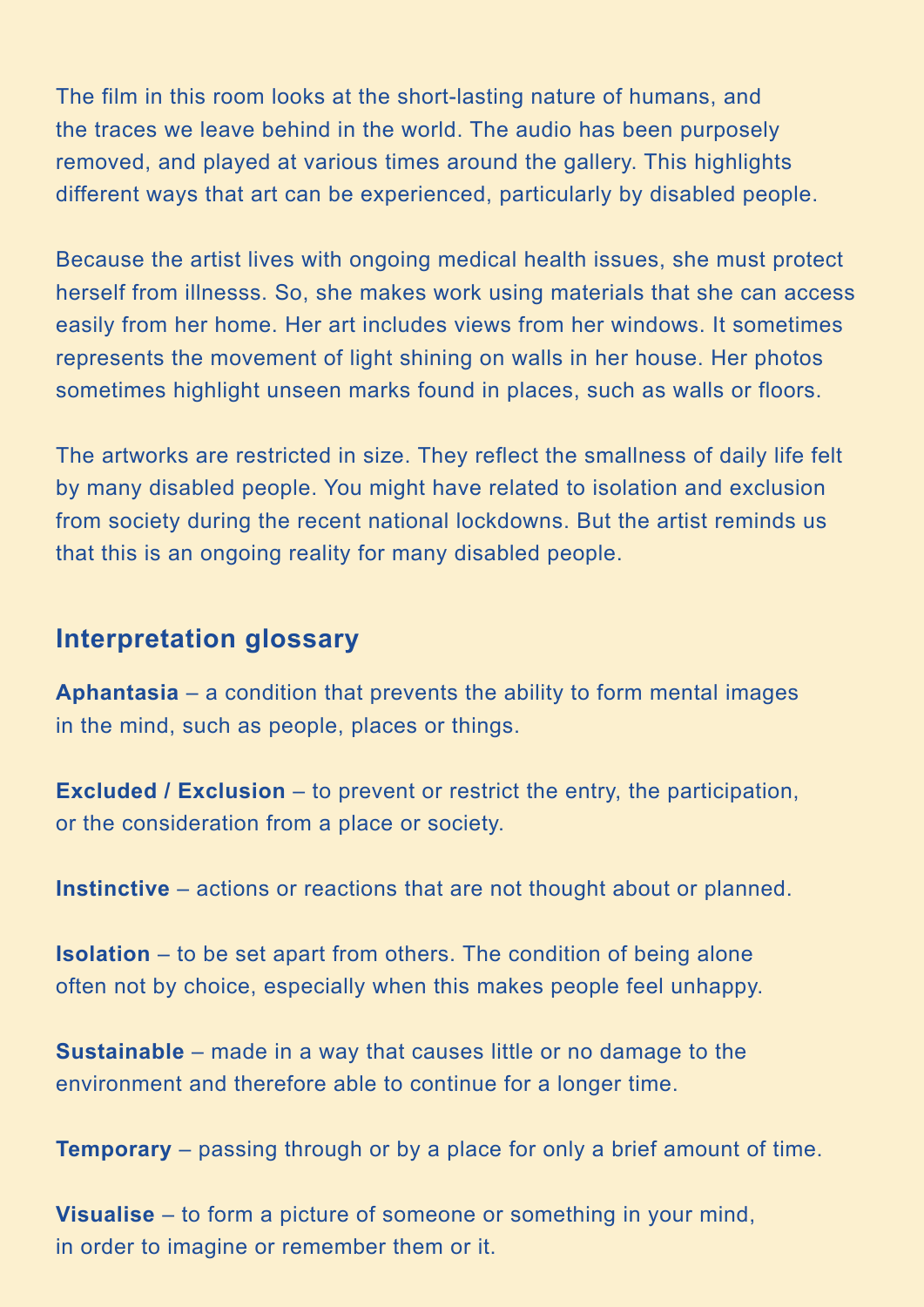The film in this room looks at the short-lasting nature of humans, and the traces we leave behind in the world. The audio has been purposely removed, and played at various times around the gallery. This highlights different ways that art can be experienced, particularly by disabled people.

Because the artist lives with ongoing medical health issues, she must protect herself from illnesss. So, she makes work using materials that she can access easily from her home. Her art includes views from her windows. It sometimes represents the movement of light shining on walls in her house. Her photos sometimes highlight unseen marks found in places, such as walls or floors.

The artworks are restricted in size. They reflect the smallness of daily life felt by many disabled people. You might have related to isolation and exclusion from society during the recent national lockdowns. But the artist reminds us that this is an ongoing reality for many disabled people.

## Interpretation glossary

**Aphantasia** – a condition that prevents the ability to form mental images in the mind, such as people, places or things.

**Excluded / Exclusion** – to prevent or restrict the entry, the participation, or the consideration from a place or society.

**Instinctive** – actions or reactions that are not thought about or planned.

**Isolation** – to be set apart from others. The condition of being alone often not by choice, especially when this makes people feel unhappy.

**Sustainable** – made in a way that causes little or no damage to the environment and therefore able to continue for a longer time.

**Temporary** – passing through or by a place for only a brief amount of time.

**Visualise** – to form a picture of someone or something in your mind, in order to imagine or remember them or it.